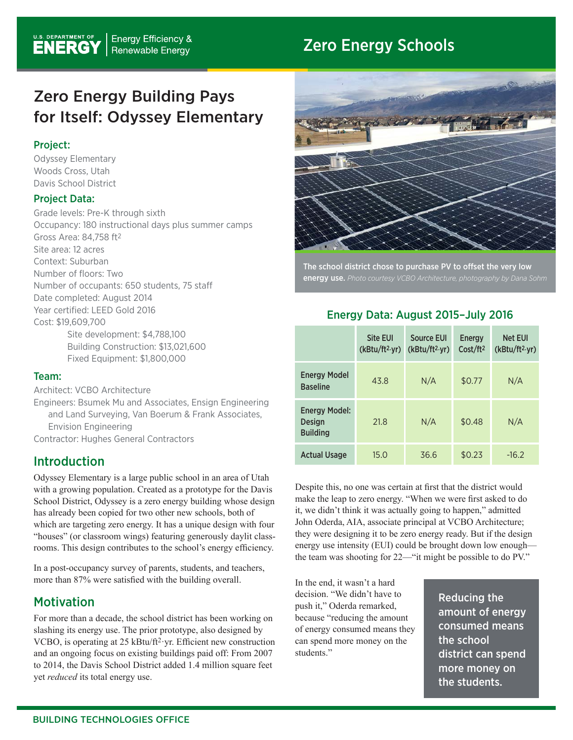# Zero Energy Building Pays for Itself: Odyssey Elementary

## Project:

Odyssey Elementary
Woods Cross, Utah
Davis School District

## Project Data:

Grade levels: Pre-K through sixth
Occupancy: 180 instructional days plus summer camps
Gross Area: 84,758 $ft^2$
Site area: 12 acres
Context: Suburban
Number of floors: Two
Number of occupants: 650 students, 75 staff
Date completed: August 2014
Year certified: LEED Gold 2016
Cost: $19,609,700

- Site development: $4,788,100
- Building Construction: $13,021,600
- Fixed Equipment: $1,800,000

## Team:

Architect: VCBO Architecture
Engineers: Bsumek Mu and Associates, Ensign Engineering and Land Surveying, Van Boerum & Frank Associates, Envision Engineering
Contractor: Hughes General Contractors

## Introduction

Odyssey Elementary is a large public school in an area of Utah with a growing population. Created as a prototype for the Davis School District, Odyssey is a zero energy building whose design has already been copied for two other new schools, both of which are targeting zero energy. It has a unique design with four "houses" (or classroom wings) featuring generously daylit classrooms. This design contributes to the school's energy efficiency.

In a post-occupancy survey of parents, students, and teachers, more than 87% were satisfied with the building overall.

## Motivation

For more than a decade, the school district has been working on slashing its energy use. The prior prototype, also designed by VCBO, is operating at 25 $kBtu/ft^2 \cdot yr$. Efficient new construction and an ongoing focus on existing buildings paid off: From 2007 to 2014, the Davis School District added 1.4 million square feet yet *reduced* its total energy use.

**The school district chose to purchase PV to offset the very low energy use.** *Photo courtesy VCBO Architecture, photography by Dana Sohm*

### Energy Data: August 2015–July 2016

| | Site EUI ($kBtu/ft^2 \cdot yr$) | Source EUI ($kBtu/ft^2 \cdot yr$) | Energy Cost/$ft^2$ | Net EUI ($kBtu/ft^2 \cdot yr$) |
|---|---|---|---|---|
| Energy Model Baseline | 43.8 | N/A | $0.77 | N/A |
| Energy Model: Design Building | 21.8 | N/A | $0.48 | N/A |
| Actual Usage | 15.0 | 36.6 | $0.23 | -16.2 |

Despite this, no one was certain at first that the district would make the leap to zero energy. "When we were first asked to do it, we didn't think it was actually going to happen," admitted John Oderda, AIA, associate principal at VCBO Architecture; they were designing it to be zero energy ready. But if the design energy use intensity (EUI) could be brought down low enough—the team was shooting for 22—"it might be possible to do PV."

In the end, it wasn't a hard decision. "We didn't have to push it," Oderda remarked, because "reducing the amount of energy consumed means they can spend more money on the students."

**Reducing the amount of energy consumed means the school district can spend more money on the students.**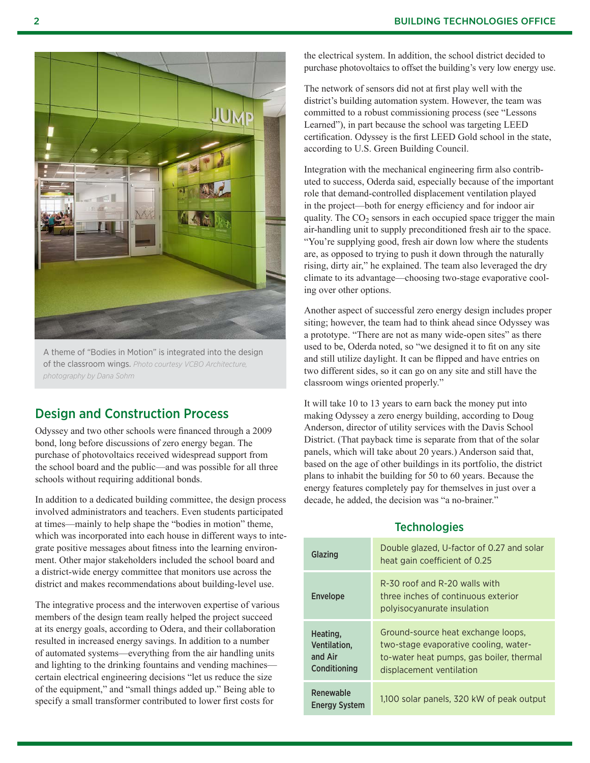A theme of "Bodies in Motion" is integrated into the design of the classroom wings. *Photo courtesy VCBO Architecture, photography by Dana Sohm*

## Design and Construction Process

Odyssey and two other schools were financed through a 2009 bond, long before discussions of zero energy began. The purchase of photovoltaics received widespread support from the school board and the public—and was possible for all three schools without requiring additional bonds.

In addition to a dedicated building committee, the design process involved administrators and teachers. Even students participated at times—mainly to help shape the "bodies in motion" theme, which was incorporated into each house in different ways to integrate positive messages about fitness into the learning environment. Other major stakeholders included the school board and a district-wide energy committee that monitors use across the district and makes recommendations about building-level use.

The integrative process and the interwoven expertise of various members of the design team really helped the project succeed at its energy goals, according to Odera, and their collaboration resulted in increased energy savings. In addition to a number of automated systems—everything from the air handling units and lighting to the drinking fountains and vending machines—certain electrical engineering decisions "let us reduce the size of the equipment," and "small things added up." Being able to specify a small transformer contributed to lower first costs for the electrical system. In addition, the school district decided to purchase photovoltaics to offset the building's very low energy use.

The network of sensors did not at first play well with the district's building automation system. However, the team was committed to a robust commissioning process (see "Lessons Learned"), in part because the school was targeting LEED certification. Odyssey is the first LEED Gold school in the state, according to U.S. Green Building Council.

Integration with the mechanical engineering firm also contributed to success, Oderda said, especially because of the important role that demand-controlled displacement ventilation played in the project—both for energy efficiency and for indoor air quality. The $CO_2$ sensors in each occupied space trigger the main air-handling unit to supply preconditioned fresh air to the space. "You're supplying good, fresh air down low where the students are, as opposed to trying to push it down through the naturally rising, dirty air," he explained. The team also leveraged the dry climate to its advantage—choosing two-stage evaporative cooling over other options.

Another aspect of successful zero energy design includes proper siting; however, the team had to think ahead since Odyssey was a prototype. "There are not as many wide-open sites" as there used to be, Oderda noted, so "we designed it to fit on any site and still utilize daylight. It can be flipped and have entries on two different sides, so it can go on any site and still have the classroom wings oriented properly."

It will take 10 to 13 years to earn back the money put into making Odyssey a zero energy building, according to Doug Anderson, director of utility services with the Davis School District. (That payback time is separate from that of the solar panels, which will take about 20 years.) Anderson said that, based on the age of other buildings in its portfolio, the district plans to inhabit the building for 50 to 60 years. Because the energy features completely pay for themselves in just over a decade, he added, the decision was "a no-brainer."

### Technologies

| | |
|---|---|
| **Glazing** | Double glazed, U-factor of 0.27 and solar heat gain coefficient of 0.25 |
| **Envelope** | R-30 roof and R-20 walls with three inches of continuous exterior polyisocyanurate insulation |
| **Heating, Ventilation, and Air Conditioning** | Ground-source heat exchange loops, two-stage evaporative cooling, water-to-water heat pumps, gas boiler, thermal displacement ventilation |
| **Renewable Energy System** | 1,100 solar panels, 320 kW of peak output |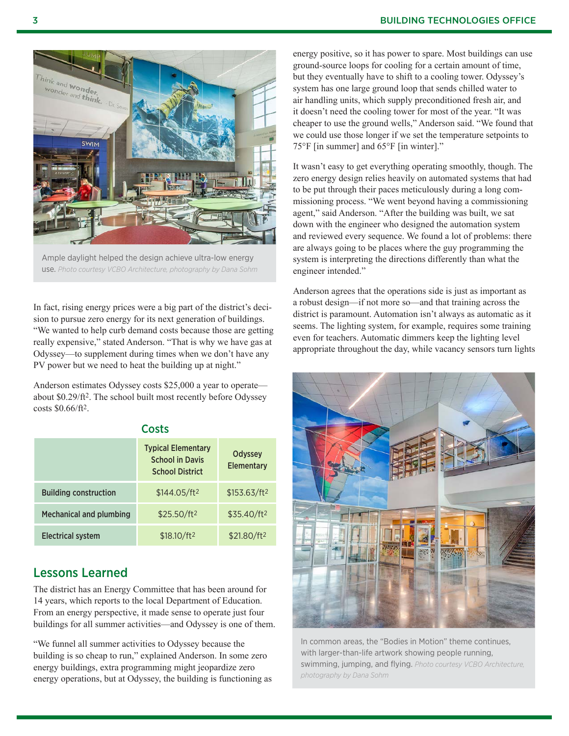Ample daylight helped the design achieve ultra-low energy use. *Photo courtesy VCBO Architecture, photography by Dana Sohm*

In fact, rising energy prices were a big part of the district's decision to pursue zero energy for its next generation of buildings. "We wanted to help curb demand costs because those are getting really expensive," stated Anderson. "That is why we have gas at Odyssey—to supplement during times when we don't have any PV power but we need to heat the building up at night."

Anderson estimates Odyssey costs $25,000 a year to operate—about $0.29/ft². The school built most recently before Odyssey costs $0.66/ft².

### Costs

| | Typical Elementary School in Davis School District | Odyssey Elementary |
|---|---|---|
| **Building construction** | $144.05/ft² | $153.63/ft² |
| **Mechanical and plumbing** | $25.50/ft² | $35.40/ft² |
| **Electrical system** | $18.10/ft² | $21.80/ft² |

## Lessons Learned

The district has an Energy Committee that has been around for 14 years, which reports to the local Department of Education. From an energy perspective, it made sense to operate just four buildings for all summer activities—and Odyssey is one of them.

"We funnel all summer activities to Odyssey because the building is so cheap to run," explained Anderson. In some zero energy buildings, extra programming might jeopardize zero energy operations, but at Odyssey, the building is functioning as energy positive, so it has power to spare. Most buildings can use ground-source loops for cooling for a certain amount of time, but they eventually have to shift to a cooling tower. Odyssey's system has one large ground loop that sends chilled water to air handling units, which supply preconditioned fresh air, and it doesn't need the cooling tower for most of the year. "It was cheaper to use the ground wells," Anderson said. "We found that we could use those longer if we set the temperature setpoints to 75°F [in summer] and 65°F [in winter]."

It wasn't easy to get everything operating smoothly, though. The zero energy design relies heavily on automated systems that had to be put through their paces meticulously during a long commissioning process. "We went beyond having a commissioning agent," said Anderson. "After the building was built, we sat down with the engineer who designed the automation system and reviewed every sequence. We found a lot of problems: there are always going to be places where the guy programming the system is interpreting the directions differently than what the engineer intended."

Anderson agrees that the operations side is just as important as a robust design—if not more so—and that training across the district is paramount. Automation isn't always as automatic as it seems. The lighting system, for example, requires some training even for teachers. Automatic dimmers keep the lighting level appropriate throughout the day, while vacancy sensors turn lights

In common areas, the "Bodies in Motion" theme continues, with larger-than-life artwork showing people running, swimming, jumping, and flying. *Photo courtesy VCBO Architecture, photography by Dana Sohm*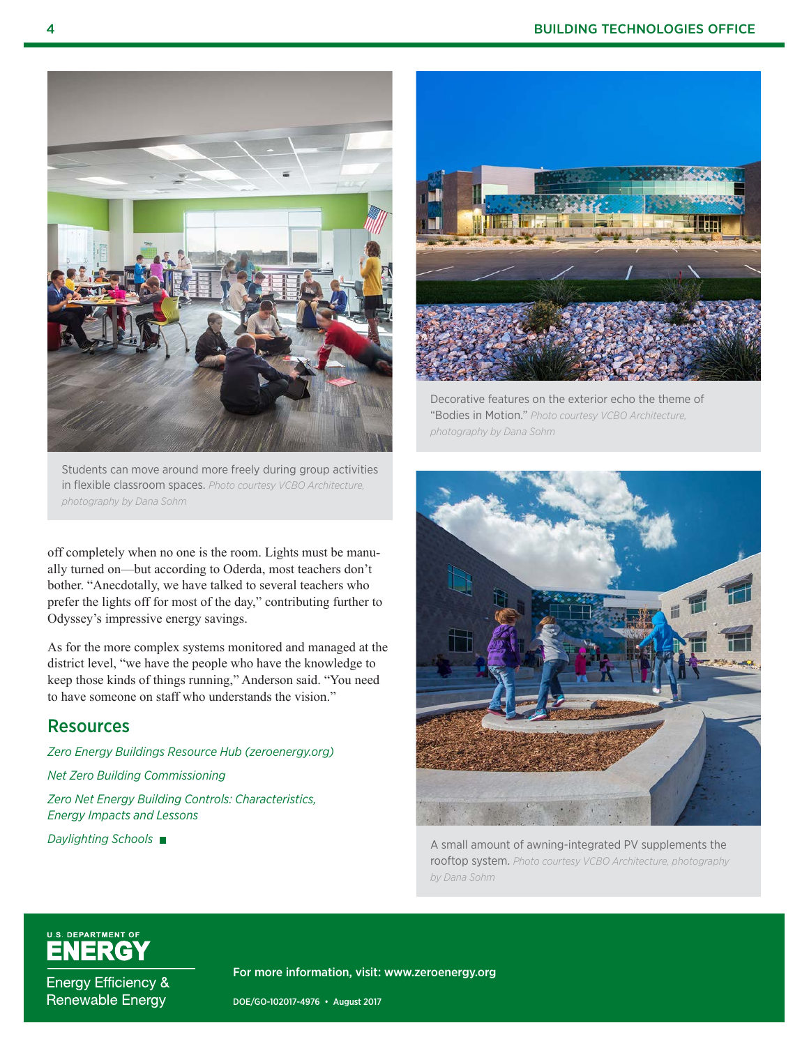Students can move around more freely during group activities in flexible classroom spaces. *Photo courtesy VCBO Architecture, photography by Dana Sohm*

Decorative features on the exterior echo the theme of "Bodies in Motion." *Photo courtesy VCBO Architecture, photography by Dana Sohm*

off completely when no one is the room. Lights must be manually turned on—but according to Oderda, most teachers don't bother. "Anecdotally, we have talked to several teachers who prefer the lights off for most of the day," contributing further to Odyssey's impressive energy savings.

As for the more complex systems monitored and managed at the district level, "we have the people who have the knowledge to keep those kinds of things running," Anderson said. "You need to have someone on staff who understands the vision."

## Resources

*Zero Energy Buildings Resource Hub (zeroenergy.org)*

*Net Zero Building Commissioning*

*Zero Net Energy Building Controls: Characteristics, Energy Impacts and Lessons*

*Daylighting Schools*

A small amount of awning-integrated PV supplements the rooftop system. *Photo courtesy VCBO Architecture, photography by Dana Sohm*

U.S. DEPARTMENT OF ENERGY

Energy Efficiency & Renewable Energy

**For more information, visit: www.zeroenergy.org**

DOE/GO-102017-4976 • August 2017